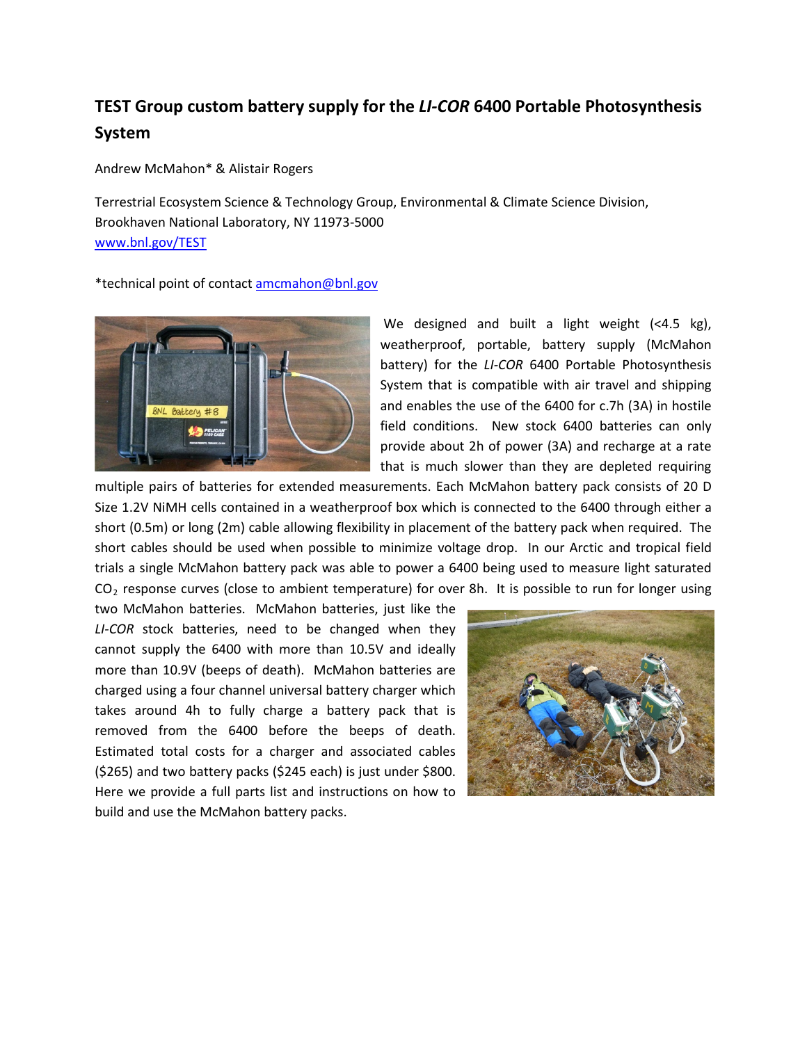# TEST Group custom battery supply for the *LI-COR* 6400 Portable Photosynthesis System

Andrew McMahon* & Alistair Rogers

Terrestrial Ecosystem Science & Technology Group, Environmental & Climate Science Division, Brookhaven National Laboratory, NY 11973-5000
www.bnl.gov/TEST

*technical point of contact amcmahon@bnl.gov

We designed and built a light weight (<4.5 kg), weatherproof, portable, battery supply (McMahon battery) for the *LI-COR* 6400 Portable Photosynthesis System that is compatible with air travel and shipping and enables the use of the 6400 for c.7h (3A) in hostile field conditions. New stock 6400 batteries can only provide about 2h of power (3A) and recharge at a rate that is much slower than they are depleted requiring multiple pairs of batteries for extended measurements. Each McMahon battery pack consists of 20 D Size 1.2V NiMH cells contained in a weatherproof box which is connected to the 6400 through either a short (0.5m) or long (2m) cable allowing flexibility in placement of the battery pack when required. The short cables should be used when possible to minimize voltage drop. In our Arctic and tropical field trials a single McMahon battery pack was able to power a 6400 being used to measure light saturated $CO_2$ response curves (close to ambient temperature) for over 8h. It is possible to run for longer using two McMahon batteries. McMahon batteries, just like the *LI-COR* stock batteries, need to be changed when they cannot supply the 6400 with more than 10.5V and ideally more than 10.9V (beeps of death). McMahon batteries are charged using a four channel universal battery charger which takes around 4h to fully charge a battery pack that is removed from the 6400 before the beeps of death. Estimated total costs for a charger and associated cables ($265) and two battery packs ($245 each) is just under $800. Here we provide a full parts list and instructions on how to build and use the McMahon battery packs.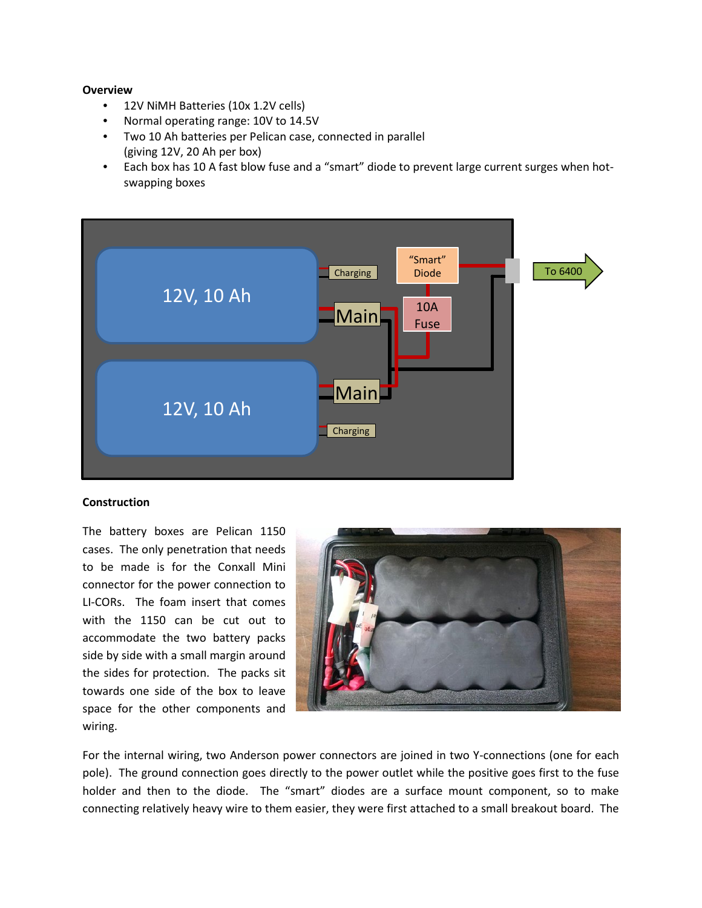**Overview**

- 12V NiMH Batteries (10x 1.2V cells)
- Normal operating range: 10V to 14.5V
- Two 10 Ah batteries per Pelican case, connected in parallel (giving 12V, 20 Ah per box)
- Each box has 10 A fast blow fuse and a "smart" diode to prevent large current surges when hot-swapping boxes

**Construction**

The battery boxes are Pelican 1150 cases. The only penetration that needs to be made is for the Conxall Mini connector for the power connection to LI-CORs. The foam insert that comes with the 1150 can be cut out to accommodate the two battery packs side by side with a small margin around the sides for protection. The packs sit towards one side of the box to leave space for the other components and wiring.

For the internal wiring, two Anderson power connectors are joined in two Y-connections (one for each pole). The ground connection goes directly to the power outlet while the positive goes first to the fuse holder and then to the diode. The "smart" diodes are a surface mount component, so to make connecting relatively heavy wire to them easier, they were first attached to a small breakout board. The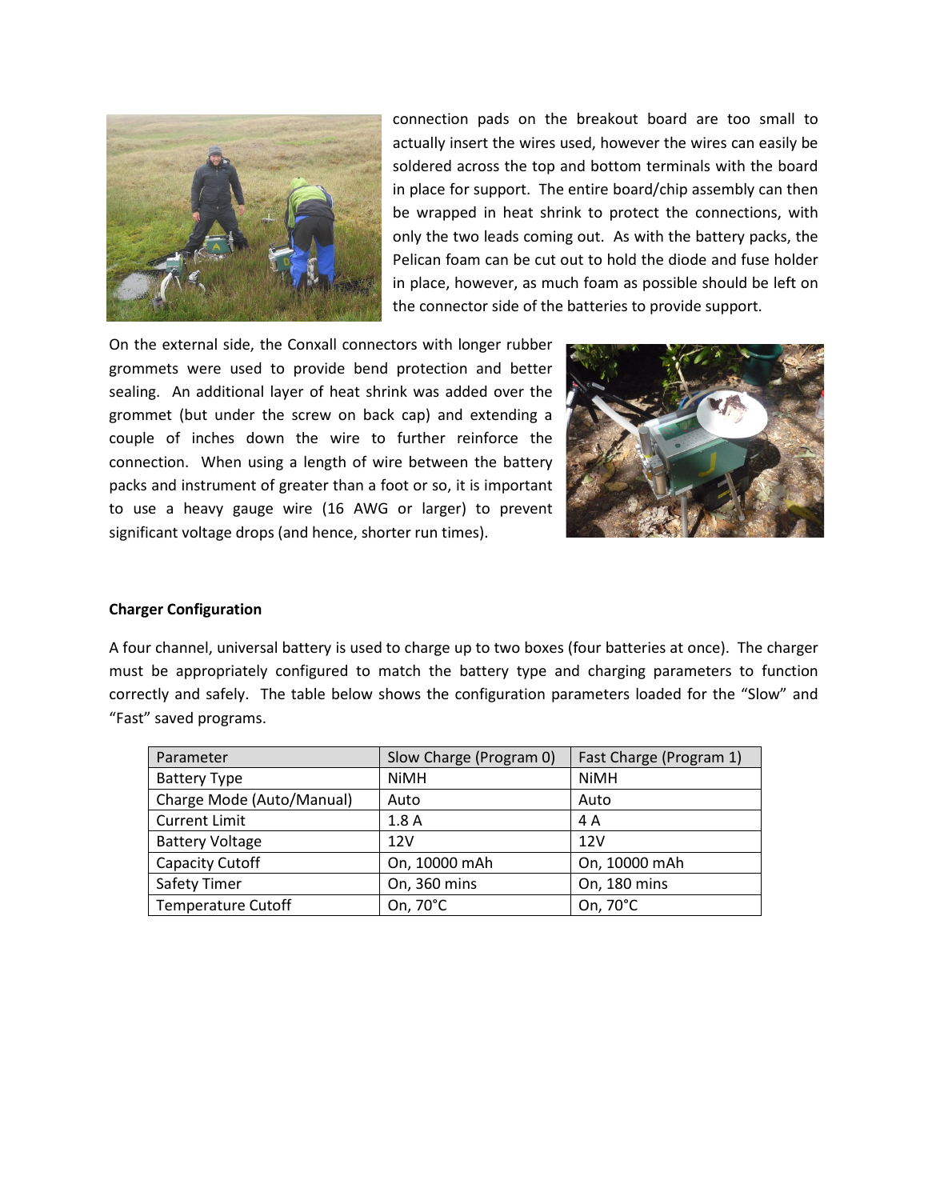connection pads on the breakout board are too small to actually insert the wires used, however the wires can easily be soldered across the top and bottom terminals with the board in place for support. The entire board/chip assembly can then be wrapped in heat shrink to protect the connections, with only the two leads coming out. As with the battery packs, the Pelican foam can be cut out to hold the diode and fuse holder in place, however, as much foam as possible should be left on the connector side of the batteries to provide support.

On the external side, the Conxall connectors with longer rubber grommets were used to provide bend protection and better sealing. An additional layer of heat shrink was added over the grommet (but under the screw on back cap) and extending a couple of inches down the wire to further reinforce the connection. When using a length of wire between the battery packs and instrument of greater than a foot or so, it is important to use a heavy gauge wire (16 AWG or larger) to prevent significant voltage drops (and hence, shorter run times).

**Charger Configuration**

A four channel, universal battery is used to charge up to two boxes (four batteries at once). The charger must be appropriately configured to match the battery type and charging parameters to function correctly and safely. The table below shows the configuration parameters loaded for the "Slow" and "Fast" saved programs.

| Parameter | Slow Charge (Program 0) | Fast Charge (Program 1) |
|---|---|---|
| Battery Type | NiMH | NiMH |
| Charge Mode (Auto/Manual) | Auto | Auto |
| Current Limit | 1.8 A | 4 A |
| Battery Voltage | 12V | 12V |
| Capacity Cutoff | On, 10000 mAh | On, 10000 mAh |
| Safety Timer | On, 360 mins | On, 180 mins |
| Temperature Cutoff | On, 70°C | On, 70°C |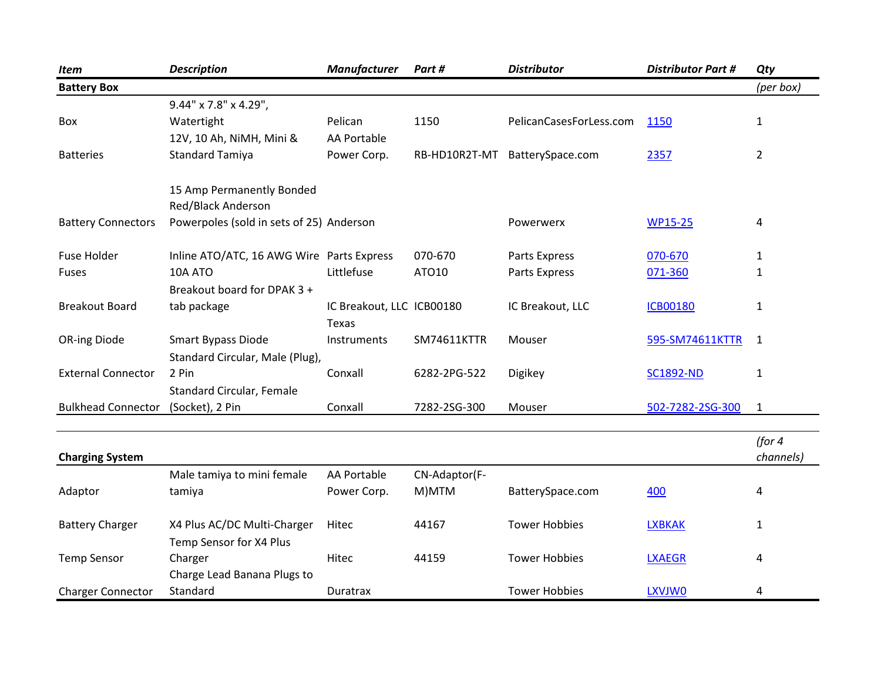| *Item* | *Description* | *Manufacturer* | *Part #* | *Distributor* | *Distributor Part #* | *Qty* |
|---|---|---|---|---|---|---|
| **Battery Box** | | | | | | *(per box)* |
| Box | 9.44" x 7.8" x 4.29", Watertight | Pelican | 1150 | PelicanCasesForLess.com | 1150 | 1 |
| Batteries | 12V, 10 Ah, NiMH, Mini & Standard Tamiya | AA Portable Power Corp. | RB-HD10R2T-MT | BatterySpace.com | 2357 | 2 |
| Battery Connectors | 15 Amp Permanently Bonded Red/Black Anderson Powerpoles (sold in sets of 25) | Anderson | | Powerwerx | WP15-25 | 4 |
| Fuse Holder | Inline ATO/ATC, 16 AWG Wire | Parts Express | 070-670 | Parts Express | 070-670 | 1 |
| Fuses | 10A ATO | Littlefuse | ATO10 | Parts Express | 071-360 | 1 |
| Breakout Board | Breakout board for DPAK 3 + tab package | IC Breakout, LLC | ICB00180 | IC Breakout, LLC | ICB00180 | 1 |
| OR-ing Diode | Smart Bypass Diode | Texas Instruments | SM74611KTTR | Mouser | 595-SM74611KTTR | 1 |
| External Connector | Standard Circular, Male (Plug), 2 Pin | Conxall | 6282-2PG-522 | Digikey | SC1892-ND | 1 |
| Bulkhead Connector | Standard Circular, Female (Socket), 2 Pin | Conxall | 7282-2SG-300 | Mouser | 502-7282-2SG-300 | 1 |
| **Charging System** | | | | | | *(for 4 channels)* |
| Adaptor | Male tamiya to mini female tamiya | AA Portable Power Corp. | CN-Adaptor(F-M)MTM | BatterySpace.com | 400 | 4 |
| Battery Charger | X4 Plus AC/DC Multi-Charger | Hitec | 44167 | Tower Hobbies | LXBKAK | 1 |
| Temp Sensor | Temp Sensor for X4 Plus Charger | Hitec | 44159 | Tower Hobbies | LXAEGR | 4 |
| Charger Connector | Charge Lead Banana Plugs to Standard | Duratrax | | Tower Hobbies | LXVJW0 | 4 |